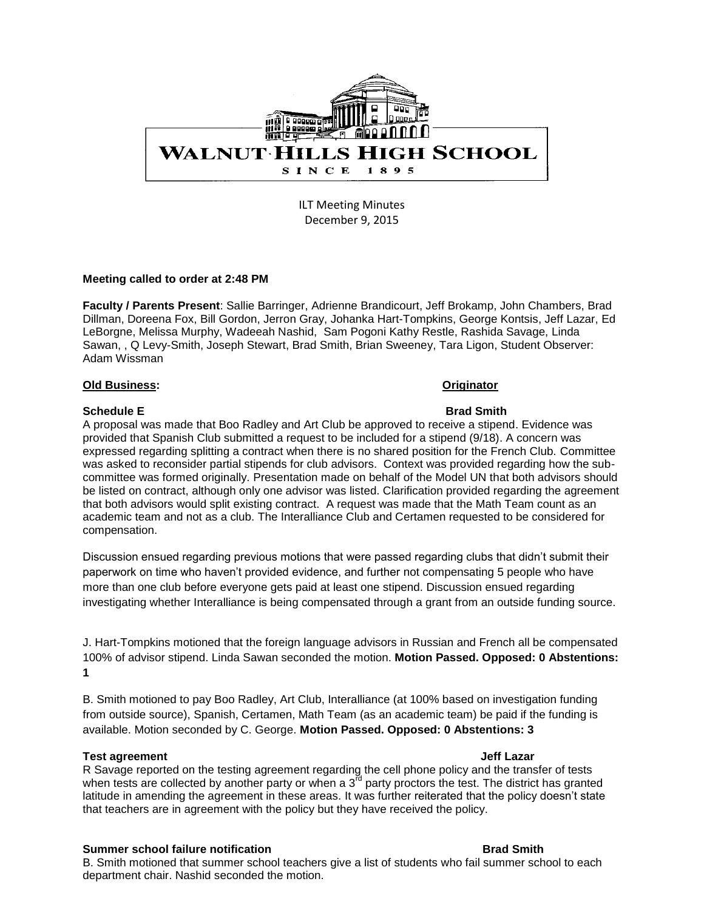WALNUT HILLS HIGH SCHOOL

SINCE 1895

ILT Meeting Minutes
December 9, 2015

**Meeting called to order at 2:48 PM**

**Faculty / Parents Present**: Sallie Barringer, Adrienne Brandicourt, Jeff Brokamp, John Chambers, Brad Dillman, Doreena Fox, Bill Gordon, Jerron Gray, Johanka Hart-Tompkins, George Kontsis, Jeff Lazar, Ed LeBorgne, Melissa Murphy, Wadeeah Nashid, Sam Pogoni Kathy Restle, Rashida Savage, Linda Sawan, , Q Levy-Smith, Joseph Stewart, Brad Smith, Brian Sweeney, Tara Ligon, Student Observer: Adam Wissman

**Old Business:** **Originator**

**Schedule E** **Brad Smith**

A proposal was made that Boo Radley and Art Club be approved to receive a stipend. Evidence was provided that Spanish Club submitted a request to be included for a stipend (9/18). A concern was expressed regarding splitting a contract when there is no shared position for the French Club. Committee was asked to reconsider partial stipends for club advisors. Context was provided regarding how the sub-committee was formed originally. Presentation made on behalf of the Model UN that both advisors should be listed on contract, although only one advisor was listed. Clarification provided regarding the agreement that both advisors would split existing contract. A request was made that the Math Team count as an academic team and not as a club. The Interalliance Club and Certamen requested to be considered for compensation.

Discussion ensued regarding previous motions that were passed regarding clubs that didn't submit their paperwork on time who haven't provided evidence, and further not compensating 5 people who have more than one club before everyone gets paid at least one stipend. Discussion ensued regarding investigating whether Interalliance is being compensated through a grant from an outside funding source.

J. Hart-Tompkins motioned that the foreign language advisors in Russian and French all be compensated 100% of advisor stipend. Linda Sawan seconded the motion. **Motion Passed. Opposed: 0 Abstentions: 1**

B. Smith motioned to pay Boo Radley, Art Club, Interalliance (at 100% based on investigation funding from outside source), Spanish, Certamen, Math Team (as an academic team) be paid if the funding is available. Motion seconded by C. George. **Motion Passed. Opposed: 0 Abstentions: 3**

**Test agreement** **Jeff Lazar**

R Savage reported on the testing agreement regarding the cell phone policy and the transfer of tests when tests are collected by another party or when a 3rd party proctors the test. The district has granted latitude in amending the agreement in these areas. It was further reiterated that the policy doesn't state that teachers are in agreement with the policy but they have received the policy.

**Summer school failure notification** **Brad Smith**

B. Smith motioned that summer school teachers give a list of students who fail summer school to each department chair. Nashid seconded the motion.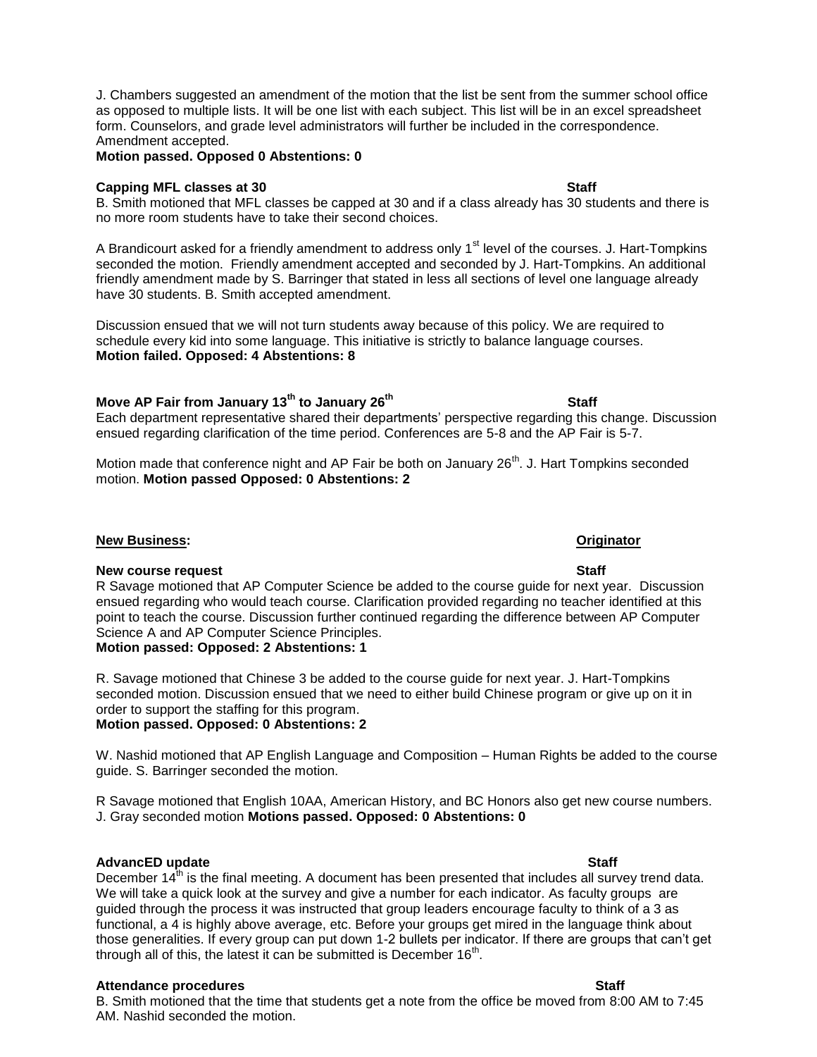J. Chambers suggested an amendment of the motion that the list be sent from the summer school office as opposed to multiple lists. It will be one list with each subject. This list will be in an excel spreadsheet form. Counselors, and grade level administrators will further be included in the correspondence. Amendment accepted.

**Motion passed. Opposed 0 Abstentions: 0**

**Capping MFL classes at 30** **Staff**

B. Smith motioned that MFL classes be capped at 30 and if a class already has 30 students and there is no more room students have to take their second choices.

A Brandicourt asked for a friendly amendment to address only 1st level of the courses. J. Hart-Tompkins seconded the motion. Friendly amendment accepted and seconded by J. Hart-Tompkins. An additional friendly amendment made by S. Barringer that stated in less all sections of level one language already have 30 students. B. Smith accepted amendment.

Discussion ensued that we will not turn students away because of this policy. We are required to schedule every kid into some language. This initiative is strictly to balance language courses.

**Motion failed. Opposed: 4 Abstentions: 8**

**Move AP Fair from January 13th to January 26th** **Staff**

Each department representative shared their departments' perspective regarding this change. Discussion ensued regarding clarification of the time period. Conferences are 5-8 and the AP Fair is 5-7.

Motion made that conference night and AP Fair be both on January 26th. J. Hart Tompkins seconded motion. **Motion passed Opposed: 0 Abstentions: 2**

**New Business:** **Originator**

**New course request** **Staff**

R Savage motioned that AP Computer Science be added to the course guide for next year. Discussion ensued regarding who would teach course. Clarification provided regarding no teacher identified at this point to teach the course. Discussion further continued regarding the difference between AP Computer Science A and AP Computer Science Principles.

**Motion passed: Opposed: 2 Abstentions: 1**

R. Savage motioned that Chinese 3 be added to the course guide for next year. J. Hart-Tompkins seconded motion. Discussion ensued that we need to either build Chinese program or give up on it in order to support the staffing for this program.

**Motion passed. Opposed: 0 Abstentions: 2**

W. Nashid motioned that AP English Language and Composition – Human Rights be added to the course guide. S. Barringer seconded the motion.

R Savage motioned that English 10AA, American History, and BC Honors also get new course numbers. J. Gray seconded motion **Motions passed. Opposed: 0 Abstentions: 0**

**AdvancED update** **Staff**

December 14th is the final meeting. A document has been presented that includes all survey trend data. We will take a quick look at the survey and give a number for each indicator. As faculty groups are guided through the process it was instructed that group leaders encourage faculty to think of a 3 as functional, a 4 is highly above average, etc. Before your groups get mired in the language think about those generalities. If every group can put down 1-2 bullets per indicator. If there are groups that can't get through all of this, the latest it can be submitted is December 16th.

**Attendance procedures** **Staff**

B. Smith motioned that the time that students get a note from the office be moved from 8:00 AM to 7:45 AM. Nashid seconded the motion.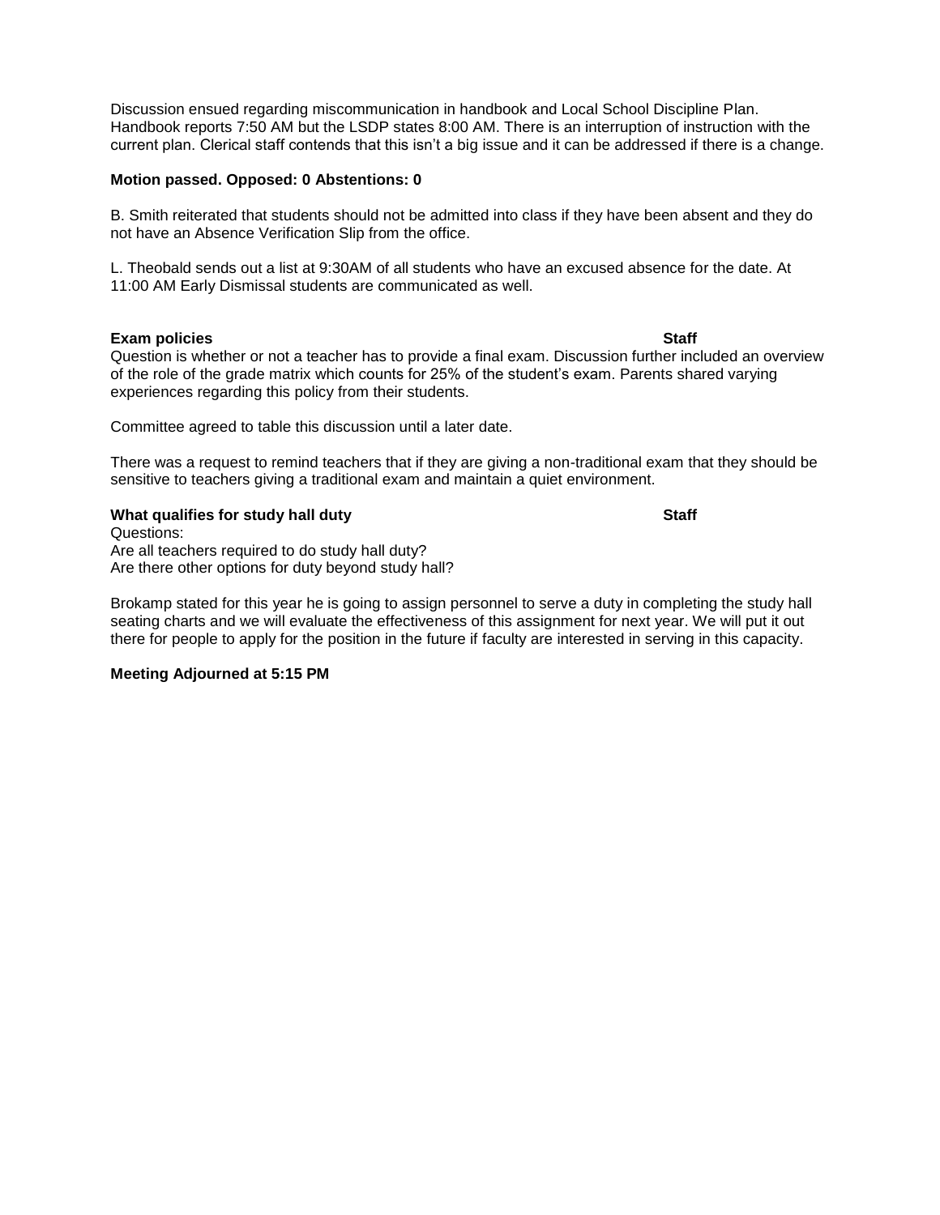Discussion ensued regarding miscommunication in handbook and Local School Discipline Plan. Handbook reports 7:50 AM but the LSDP states 8:00 AM. There is an interruption of instruction with the current plan. Clerical staff contends that this isn't a big issue and it can be addressed if there is a change.

**Motion passed. Opposed: 0 Abstentions: 0**

B. Smith reiterated that students should not be admitted into class if they have been absent and they do not have an Absence Verification Slip from the office.

L. Theobald sends out a list at 9:30AM of all students who have an excused absence for the date. At 11:00 AM Early Dismissal students are communicated as well.

**Exam policies** **Staff**

Question is whether or not a teacher has to provide a final exam. Discussion further included an overview of the role of the grade matrix which counts for 25% of the student's exam. Parents shared varying experiences regarding this policy from their students.

Committee agreed to table this discussion until a later date.

There was a request to remind teachers that if they are giving a non-traditional exam that they should be sensitive to teachers giving a traditional exam and maintain a quiet environment.

**What qualifies for study hall duty** **Staff**

Questions:
Are all teachers required to do study hall duty?
Are there other options for duty beyond study hall?

Brokamp stated for this year he is going to assign personnel to serve a duty in completing the study hall seating charts and we will evaluate the effectiveness of this assignment for next year. We will put it out there for people to apply for the position in the future if faculty are interested in serving in this capacity.

**Meeting Adjourned at 5:15 PM**